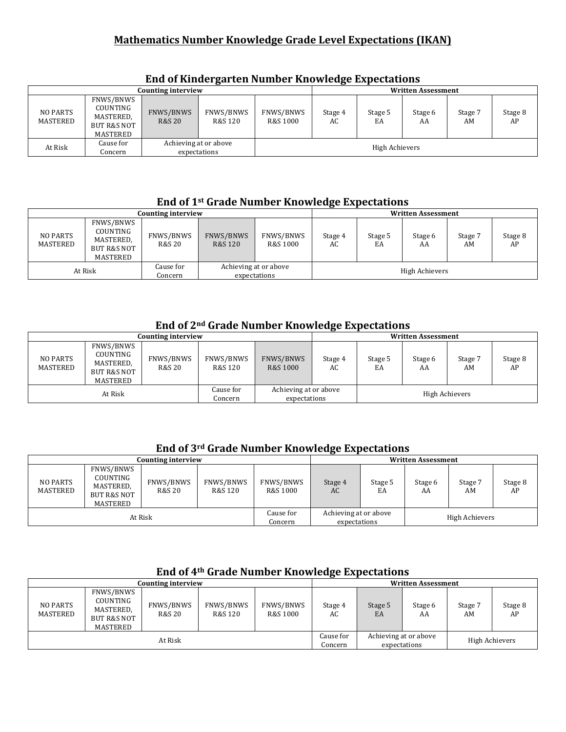# Mathematics Number Knowledge Grade Level Expectations (IKAN)

## End of Kindergarten Number Knowledge Expectations

| Counting interview | | | | | Written Assessment | | | | |
|---|---|---|---|---|---|---|---|---|---|
| NO PARTS MASTERED | FNWS/BNWS COUNTING MASTERED, BUT R&S NOT MASTERED | FNWS/BNWS R&S 20 | FNWS/BNWS R&S 120 | FNWS/BNWS R&S 1000 | Stage 4 AC | Stage 5 EA | Stage 6 AA | Stage 7 AM | Stage 8 AP |
| At Risk | Cause for Concern | Achieving at or above expectations | | High Achievers | | | | | |

## End of 1st Grade Number Knowledge Expectations

| Counting interview | | | | | Written Assessment | | | | |
|---|---|---|---|---|---|---|---|---|---|
| NO PARTS MASTERED | FNWS/BNWS COUNTING MASTERED, BUT R&S NOT MASTERED | FNWS/BNWS R&S 20 | FNWS/BNWS R&S 120 | FNWS/BNWS R&S 1000 | Stage 4 AC | Stage 5 EA | Stage 6 AA | Stage 7 AM | Stage 8 AP |
| At Risk | | Cause for Concern | Achieving at or above expectations | | High Achievers | | | | |

## End of 2nd Grade Number Knowledge Expectations

| Counting interview | | | | | Written Assessment | | | | |
|---|---|---|---|---|---|---|---|---|---|
| NO PARTS MASTERED | FNWS/BNWS COUNTING MASTERED, BUT R&S NOT MASTERED | FNWS/BNWS R&S 20 | FNWS/BNWS R&S 120 | FNWS/BNWS R&S 1000 | Stage 4 AC | Stage 5 EA | Stage 6 AA | Stage 7 AM | Stage 8 AP |
| At Risk | | | Cause for Concern | Achieving at or above expectations | | High Achievers | | | |

## End of 3rd Grade Number Knowledge Expectations

| Counting interview | | | | | Written Assessment | | | | |
|---|---|---|---|---|---|---|---|---|---|
| NO PARTS MASTERED | FNWS/BNWS COUNTING MASTERED, BUT R&S NOT MASTERED | FNWS/BNWS R&S 20 | FNWS/BNWS R&S 120 | FNWS/BNWS R&S 1000 | Stage 4 AC | Stage 5 EA | Stage 6 AA | Stage 7 AM | Stage 8 AP |
| At Risk | | | | Cause for Concern | Achieving at or above expectations | | High Achievers | | |

## End of 4th Grade Number Knowledge Expectations

| Counting interview | | | | | Written Assessment | | | | |
|---|---|---|---|---|---|---|---|---|---|
| NO PARTS MASTERED | FNWS/BNWS COUNTING MASTERED, BUT R&S NOT MASTERED | FNWS/BNWS R&S 20 | FNWS/BNWS R&S 120 | FNWS/BNWS R&S 1000 | Stage 4 AC | Stage 5 EA | Stage 6 AA | Stage 7 AM | Stage 8 AP |
| At Risk | | | | | Cause for Concern | Achieving at or above expectations | | High Achievers | |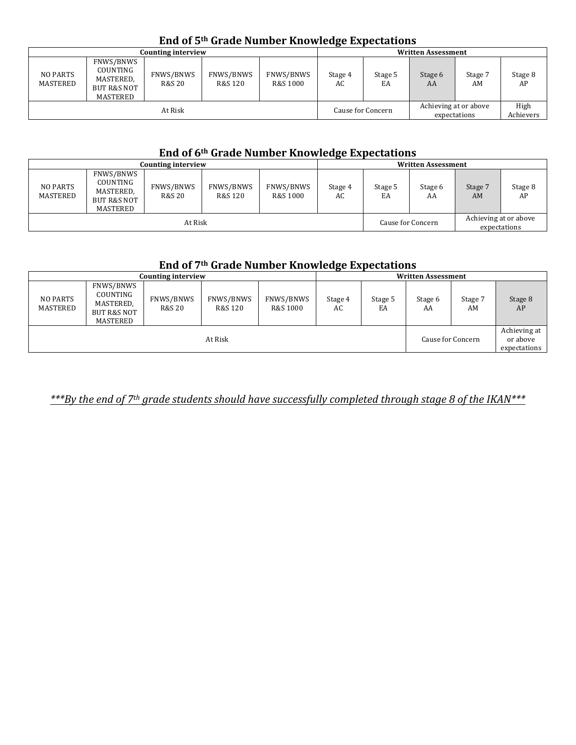## End of 5th Grade Number Knowledge Expectations

| Counting interview | | | | | Written Assessment | | | | |
|---|---|---|---|---|---|---|---|---|---|
| NO PARTS MASTERED | FNWS/BNWS COUNTING MASTERED, BUT R&S NOT MASTERED | FNWS/BNWS R&S 20 | FNWS/BNWS R&S 120 | FNWS/BNWS R&S 1000 | Stage 4 AC | Stage 5 EA | Stage 6 AA | Stage 7 AM | Stage 8 AP |
| At Risk | | | | | Cause for Concern | | Achieving at or above expectations | | High Achievers |

## End of 6th Grade Number Knowledge Expectations

| Counting interview | | | | | Written Assessment | | | | |
|---|---|---|---|---|---|---|---|---|---|
| NO PARTS MASTERED | FNWS/BNWS COUNTING MASTERED, BUT R&S NOT MASTERED | FNWS/BNWS R&S 20 | FNWS/BNWS R&S 120 | FNWS/BNWS R&S 1000 | Stage 4 AC | Stage 5 EA | Stage 6 AA | Stage 7 AM | Stage 8 AP |
| At Risk | | | | | | Cause for Concern | | Achieving at or above expectations | |

## End of 7th Grade Number Knowledge Expectations

| Counting interview | | | | | Written Assessment | | | | |
|---|---|---|---|---|---|---|---|---|---|
| NO PARTS MASTERED | FNWS/BNWS COUNTING MASTERED, BUT R&S NOT MASTERED | FNWS/BNWS R&S 20 | FNWS/BNWS R&S 120 | FNWS/BNWS R&S 1000 | Stage 4 AC | Stage 5 EA | Stage 6 AA | Stage 7 AM | Stage 8 AP |
| At Risk | | | | | | | Cause for Concern | | Achieving at or above expectations |

***By the end of 7th grade students should have successfully completed through stage 8 of the IKAN***